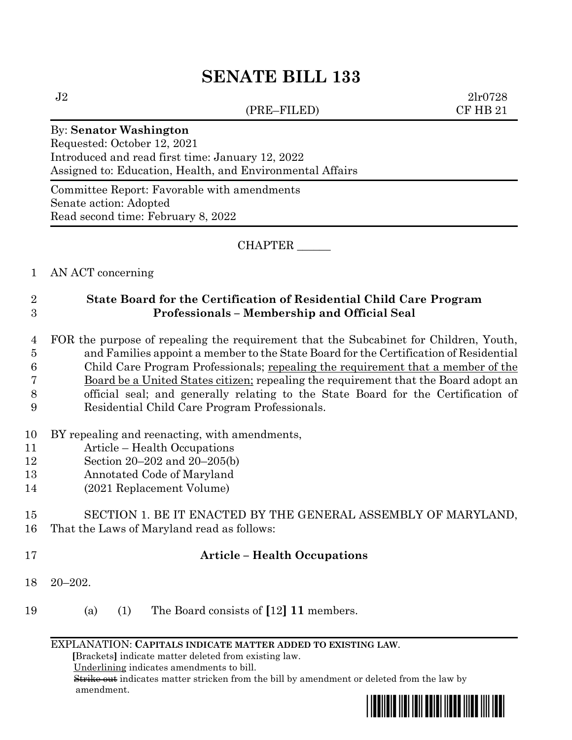# SENATE BILL 133

J2 (PRE–FILED) 2lr0728
CF HB 21

By: **Senator Washington**
Requested: October 12, 2021
Introduced and read first time: January 12, 2022
Assigned to: Education, Health, and Environmental Affairs

Committee Report: Favorable with amendments
Senate action: Adopted
Read second time: February 8, 2022

CHAPTER ______

1 AN ACT concerning

2 **State Board for the Certification of Residential Child Care Program**
3 **Professionals – Membership and Official Seal**

4 FOR the purpose of repealing the requirement that the Subcabinet for Children, Youth,
5 and Families appoint a member to the State Board for the Certification of Residential
6 Child Care Program Professionals; <u>repealing the requirement that a member of the</u>
7 <u>Board be a United States citizen;</u> repealing the requirement that the Board adopt an
8 official seal; and generally relating to the State Board for the Certification of
9 Residential Child Care Program Professionals.

10 BY repealing and reenacting, with amendments,
11 Article – Health Occupations
12 Section 20–202 and 20–205(b)
13 Annotated Code of Maryland
14 (2021 Replacement Volume)

15 SECTION 1. BE IT ENACTED BY THE GENERAL ASSEMBLY OF MARYLAND,
16 That the Laws of Maryland read as follows:

17 **Article – Health Occupations**

18 20–202.

19 (a) (1) The Board consists of **[**12**]** **11** members.

EXPLANATION: **CAPITALS INDICATE MATTER ADDED TO EXISTING LAW**.
**[**Brackets**]** indicate matter deleted from existing law.
<u>Underlining</u> indicates amendments to bill.
~~Strike out~~ indicates matter stricken from the bill by amendment or deleted from the law by amendment.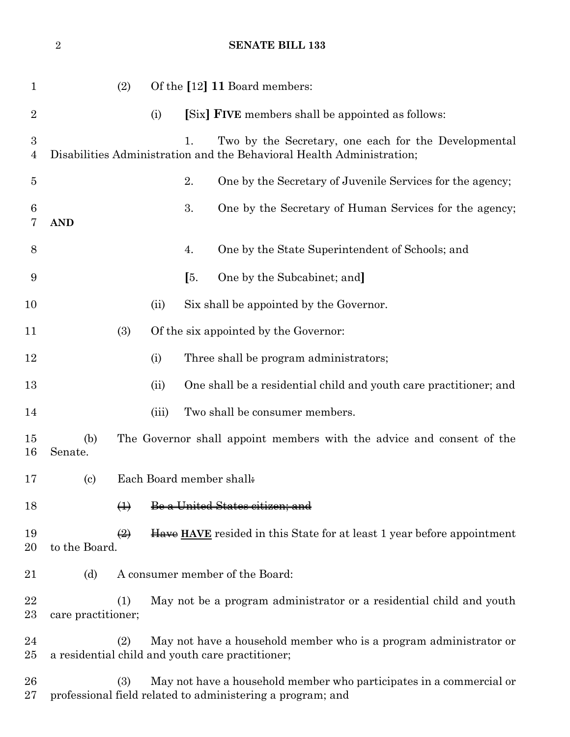(2) Of the **[**12**]** **11** Board members:

(i) **[**Six**]** **FIVE** members shall be appointed as follows:

1. Two by the Secretary, one each for the Developmental Disabilities Administration and the Behavioral Health Administration;

2. One by the Secretary of Juvenile Services for the agency;

3. One by the Secretary of Human Services for the agency; **AND**

4. One by the State Superintendent of Schools; and

**[**5. One by the Subcabinet; and**]**

(ii) Six shall be appointed by the Governor.

(3) Of the six appointed by the Governor:

(i) Three shall be program administrators;

(ii) One shall be a residential child and youth care practitioner; and

(iii) Two shall be consumer members.

(b) The Governor shall appoint members with the advice and consent of the Senate.

(c) Each Board member shall~~:~~

~~(1) Be a United States citizen; and~~

~~(2)~~ ~~Have~~ **HAVE** resided in this State for at least 1 year before appointment to the Board.

(d) A consumer member of the Board:

(1) May not be a program administrator or a residential child and youth care practitioner;

(2) May not have a household member who is a program administrator or a residential child and youth care practitioner;

(3) May not have a household member who participates in a commercial or professional field related to administering a program; and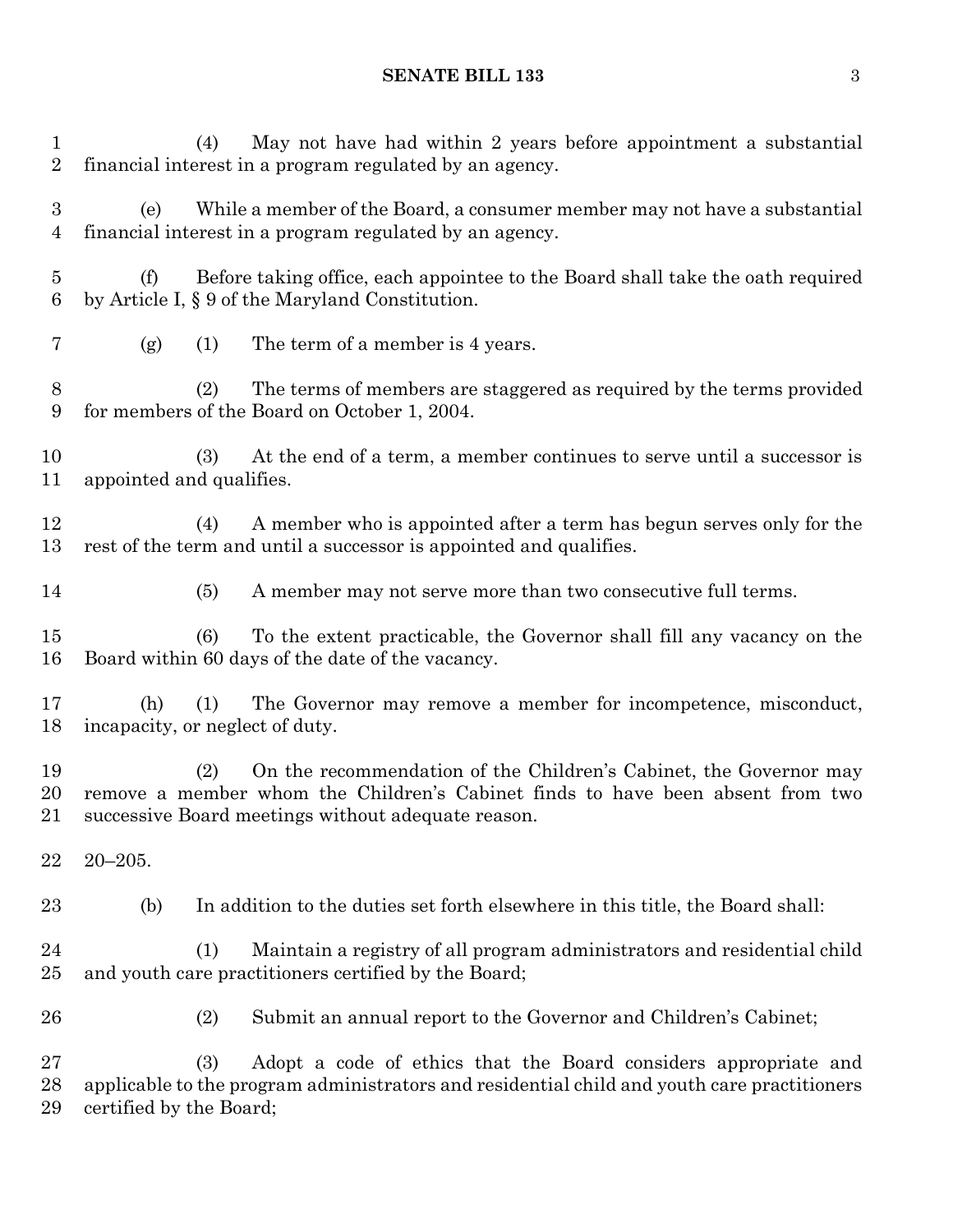(4) May not have had within 2 years before appointment a substantial financial interest in a program regulated by an agency.

(e) While a member of the Board, a consumer member may not have a substantial financial interest in a program regulated by an agency.

(f) Before taking office, each appointee to the Board shall take the oath required by Article I, § 9 of the Maryland Constitution.

(g) (1) The term of a member is 4 years.

(2) The terms of members are staggered as required by the terms provided for members of the Board on October 1, 2004.

(3) At the end of a term, a member continues to serve until a successor is appointed and qualifies.

(4) A member who is appointed after a term has begun serves only for the rest of the term and until a successor is appointed and qualifies.

(5) A member may not serve more than two consecutive full terms.

(6) To the extent practicable, the Governor shall fill any vacancy on the Board within 60 days of the date of the vacancy.

(h) (1) The Governor may remove a member for incompetence, misconduct, incapacity, or neglect of duty.

(2) On the recommendation of the Children's Cabinet, the Governor may remove a member whom the Children's Cabinet finds to have been absent from two successive Board meetings without adequate reason.

20–205.

(b) In addition to the duties set forth elsewhere in this title, the Board shall:

(1) Maintain a registry of all program administrators and residential child and youth care practitioners certified by the Board;

(2) Submit an annual report to the Governor and Children's Cabinet;

(3) Adopt a code of ethics that the Board considers appropriate and applicable to the program administrators and residential child and youth care practitioners certified by the Board;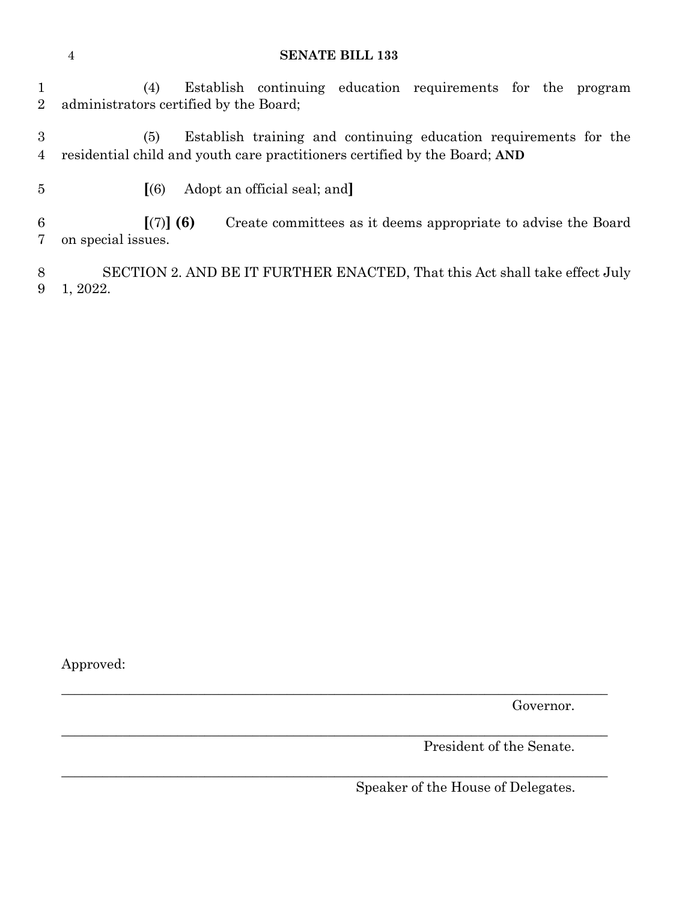(4) Establish continuing education requirements for the program administrators certified by the Board;

(5) Establish training and continuing education requirements for the residential child and youth care practitioners certified by the Board; **AND**

**[**(6) Adopt an official seal; and**]**

**[**(7)**] (6)** Create committees as it deems appropriate to advise the Board on special issues.

SECTION 2. AND BE IT FURTHER ENACTED, That this Act shall take effect July 1, 2022.

Approved:

\_\_\_\_\_\_\_\_\_\_\_\_\_\_\_\_\_\_\_\_\_\_\_\_\_\_\_\_\_\_\_\_\_\_\_\_\_\_\_\_\_\_\_\_\_\_\_\_\_\_\_\_\_\_\_\_\_\_\_\_\_\_\_\_\_\_\_\_\_\_\_\_\_\_\_\_\_\_\_

Governor.

\_\_\_\_\_\_\_\_\_\_\_\_\_\_\_\_\_\_\_\_\_\_\_\_\_\_\_\_\_\_\_\_\_\_\_\_\_\_\_\_\_\_\_\_\_\_\_\_\_\_\_\_\_\_\_\_\_\_\_\_\_\_\_\_\_\_\_\_\_\_\_\_\_\_\_\_\_\_\_

President of the Senate.

\_\_\_\_\_\_\_\_\_\_\_\_\_\_\_\_\_\_\_\_\_\_\_\_\_\_\_\_\_\_\_\_\_\_\_\_\_\_\_\_\_\_\_\_\_\_\_\_\_\_\_\_\_\_\_\_\_\_\_\_\_\_\_\_\_\_\_\_\_\_\_\_\_\_\_\_\_\_\_

Speaker of the House of Delegates.